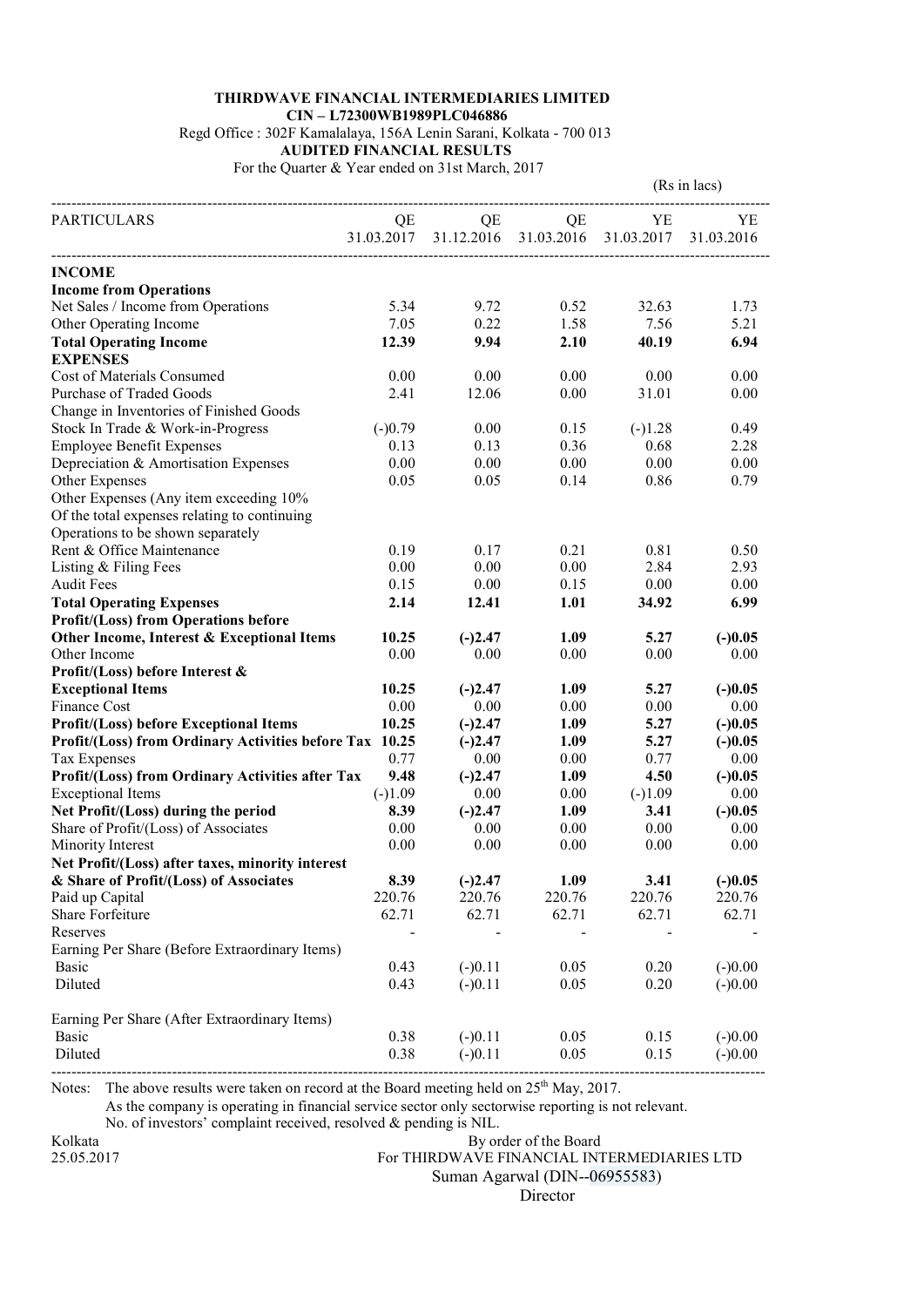**THIRDWAVE FINANCIAL INTERMEDIARIES LIMITED**

**CIN – L72300WB1989PLC046886**

Regd Office : 302F Kamalalaya, 156A Lenin Sarani, Kolkata - 700 013

**AUDITED FINANCIAL RESULTS**

For the Quarter & Year ended on 31st March, 2017

(Rs in lacs)

| PARTICULARS | QE 31.03.2017 | QE 31.12.2016 | QE 31.03.2016 | YE 31.03.2017 | YE 31.03.2016 |
|---|---|---|---|---|---|
| **INCOME** | | | | | |
| **Income from Operations** | | | | | |
| Net Sales / Income from Operations | 5.34 | 9.72 | 0.52 | 32.63 | 1.73 |
| Other Operating Income | 7.05 | 0.22 | 1.58 | 7.56 | 5.21 |
| **Total Operating Income** | **12.39** | **9.94** | **2.10** | **40.19** | **6.94** |
| **EXPENSES** | | | | | |
| Cost of Materials Consumed | 0.00 | 0.00 | 0.00 | 0.00 | 0.00 |
| Purchase of Traded Goods | 2.41 | 12.06 | 0.00 | 31.01 | 0.00 |
| Change in Inventories of Finished Goods Stock In Trade & Work-in-Progress | (-)0.79 | 0.00 | 0.15 | (-)1.28 | 0.49 |
| Employee Benefit Expenses | 0.13 | 0.13 | 0.36 | 0.68 | 2.28 |
| Depreciation & Amortisation Expenses | 0.00 | 0.00 | 0.00 | 0.00 | 0.00 |
| Other Expenses | 0.05 | 0.05 | 0.14 | 0.86 | 0.79 |
| Other Expenses (Any item exceeding 10% Of the total expenses relating to continuing Operations to be shown separately | | | | | |
| Rent & Office Maintenance | 0.19 | 0.17 | 0.21 | 0.81 | 0.50 |
| Listing & Filing Fees | 0.00 | 0.00 | 0.00 | 2.84 | 2.93 |
| Audit Fees | 0.15 | 0.00 | 0.15 | 0.00 | 0.00 |
| **Total Operating Expenses** | **2.14** | **12.41** | **1.01** | **34.92** | **6.99** |
| **Profit/(Loss) from Operations before Other Income, Interest & Exceptional Items** | **10.25** | **(-)2.47** | **1.09** | **5.27** | **(-)0.05** |
| Other Income | 0.00 | 0.00 | 0.00 | 0.00 | 0.00 |
| **Profit/(Loss) before Interest & Exceptional Items** | **10.25** | **(-)2.47** | **1.09** | **5.27** | **(-)0.05** |
| Finance Cost | 0.00 | 0.00 | 0.00 | 0.00 | 0.00 |
| **Profit/(Loss) before Exceptional Items** | **10.25** | **(-)2.47** | **1.09** | **5.27** | **(-)0.05** |
| **Profit/(Loss) from Ordinary Activities before Tax** | **10.25** | **(-)2.47** | **1.09** | **5.27** | **(-)0.05** |
| Tax Expenses | 0.77 | 0.00 | 0.00 | 0.77 | 0.00 |
| **Profit/(Loss) from Ordinary Activities after Tax** | **9.48** | **(-)2.47** | **1.09** | **4.50** | **(-)0.05** |
| Exceptional Items | (-)1.09 | 0.00 | 0.00 | (-)1.09 | 0.00 |
| **Net Profit/(Loss) during the period** | **8.39** | **(-)2.47** | **1.09** | **3.41** | **(-)0.05** |
| Share of Profit/(Loss) of Associates | 0.00 | 0.00 | 0.00 | 0.00 | 0.00 |
| Minority Interest | 0.00 | 0.00 | 0.00 | 0.00 | 0.00 |
| **Net Profit/(Loss) after taxes, minority interest & Share of Profit/(Loss) of Associates** | **8.39** | **(-)2.47** | **1.09** | **3.41** | **(-)0.05** |
| Paid up Capital | 220.76 | 220.76 | 220.76 | 220.76 | 220.76 |
| Share Forfeiture | 62.71 | 62.71 | 62.71 | 62.71 | 62.71 |
| Reserves | - | - | - | - | - |
| Earning Per Share (Before Extraordinary Items) | | | | | |
| Basic | 0.43 | (-)0.11 | 0.05 | 0.20 | (-)0.00 |
| Diluted | 0.43 | (-)0.11 | 0.05 | 0.20 | (-)0.00 |
| Earning Per Share (After Extraordinary Items) | | | | | |
| Basic | 0.38 | (-)0.11 | 0.05 | 0.15 | (-)0.00 |
| Diluted | 0.38 | (-)0.11 | 0.05 | 0.15 | (-)0.00 |

Notes: The above results were taken on record at the Board meeting held on 25th May, 2017.

As the company is operating in financial service sector only sectorwise reporting is not relevant.

No. of investors' complaint received, resolved & pending is NIL.

Kolkata
25.05.2017

By order of the Board
For THIRDWAVE FINANCIAL INTERMEDIARIES LTD
Suman Agarwal (DIN--06955583)
Director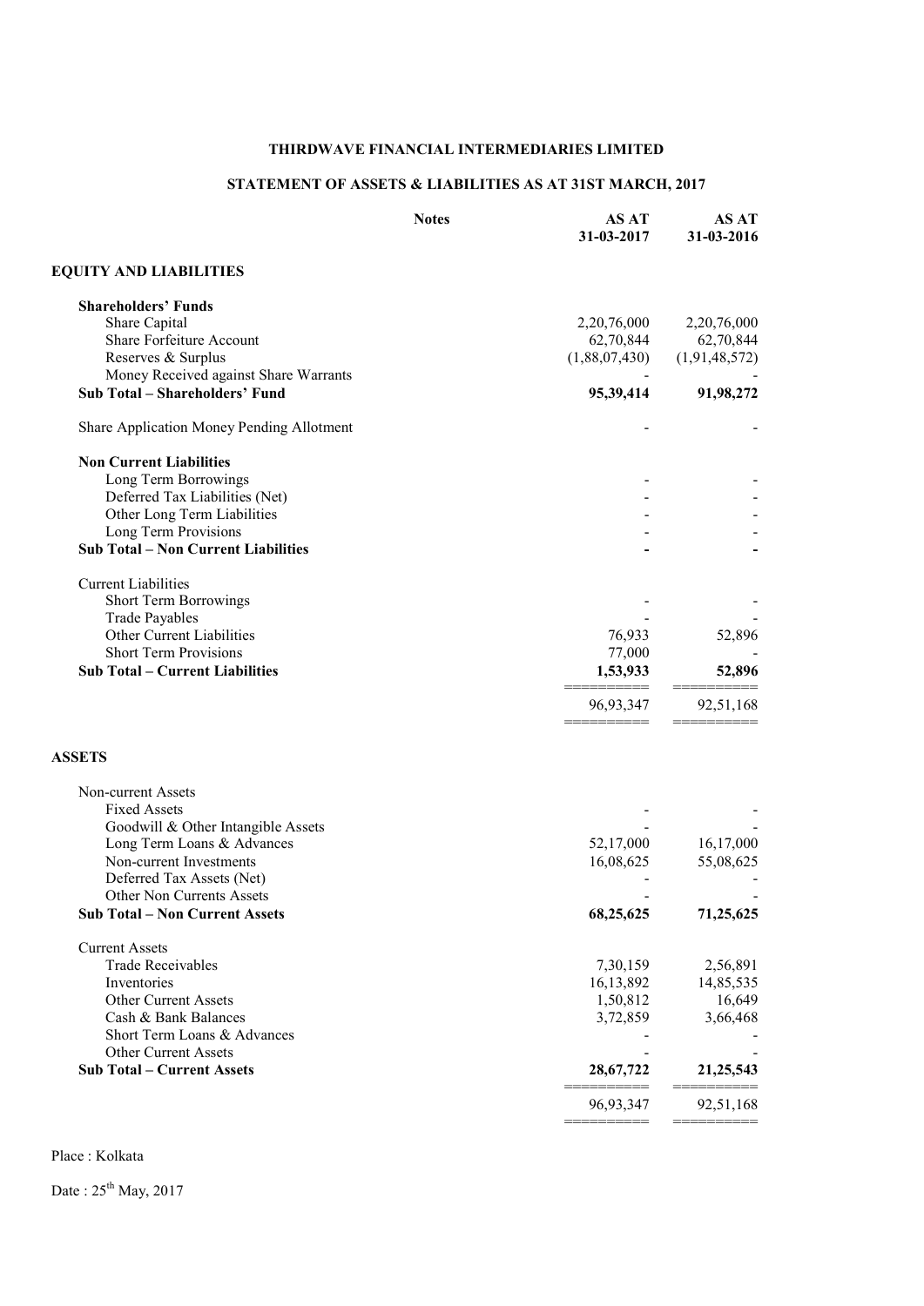# THIRDWAVE FINANCIAL INTERMEDIARIES LIMITED

## STATEMENT OF ASSETS & LIABILITIES AS AT 31ST MARCH, 2017

| | Notes | AS AT 31-03-2017 | AS AT 31-03-2016 |
|---|---|---|---|
| **EQUITY AND LIABILITIES** | | | |
| **Shareholders' Funds** | | | |
| Share Capital | | 2,20,76,000 | 2,20,76,000 |
| Share Forfeiture Account | | 62,70,844 | 62,70,844 |
| Reserves & Surplus | | (1,88,07,430) | (1,91,48,572) |
| Money Received against Share Warrants | | - | - |
| **Sub Total – Shareholders' Fund** | | **95,39,414** | **91,98,272** |
| Share Application Money Pending Allotment | | - | - |
| **Non Current Liabilities** | | | |
| Long Term Borrowings | | - | - |
| Deferred Tax Liabilities (Net) | | - | - |
| Other Long Term Liabilities | | - | - |
| Long Term Provisions | | - | - |
| **Sub Total – Non Current Liabilities** | | **-** | **-** |
| Current Liabilities | | | |
| Short Term Borrowings | | - | - |
| Trade Payables | | - | - |
| Other Current Liabilities | | 76,933 | 52,896 |
| Short Term Provisions | | 77,000 | - |
| **Sub Total – Current Liabilities** | | **1,53,933** | **52,896** |
| | | 96,93,347 | 92,51,168 |
| **ASSETS** | | | |
| Non-current Assets | | | |
| Fixed Assets | | - | - |
| Goodwill & Other Intangible Assets | | - | - |
| Long Term Loans & Advances | | 52,17,000 | 16,17,000 |
| Non-current Investments | | 16,08,625 | 55,08,625 |
| Deferred Tax Assets (Net) | | - | - |
| Other Non Currents Assets | | - | - |
| **Sub Total – Non Current Assets** | | **68,25,625** | **71,25,625** |
| Current Assets | | | |
| Trade Receivables | | 7,30,159 | 2,56,891 |
| Inventories | | 16,13,892 | 14,85,535 |
| Other Current Assets | | 1,50,812 | 16,649 |
| Cash & Bank Balances | | 3,72,859 | 3,66,468 |
| Short Term Loans & Advances | | - | - |
| Other Current Assets | | - | - |
| **Sub Total – Current Assets** | | **28,67,722** | **21,25,543** |
| | | 96,93,347 | 92,51,168 |

Place : Kolkata

Date : 25th May, 2017